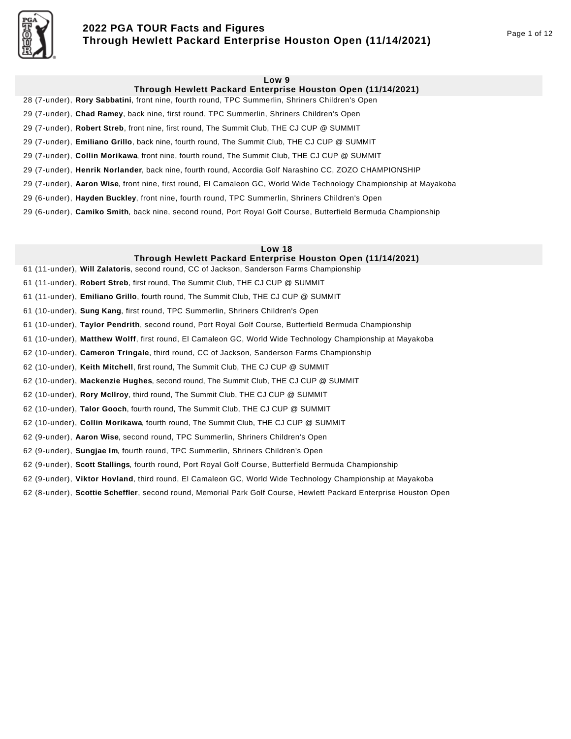# 2022 PGA TOUR Facts and Figures
## Through Hewlett Packard Enterprise Houston Open (11/14/2021)

### Low 9
### Through Hewlett Packard Enterprise Houston Open (11/14/2021)

28 (7-under), **Rory Sabbatini**, front nine, fourth round, TPC Summerlin, Shriners Children's Open

29 (7-under), **Chad Ramey**, back nine, first round, TPC Summerlin, Shriners Children's Open

29 (7-under), **Robert Streb**, front nine, first round, The Summit Club, THE CJ CUP @ SUMMIT

29 (7-under), **Emiliano Grillo**, back nine, fourth round, The Summit Club, THE CJ CUP @ SUMMIT

29 (7-under), **Collin Morikawa**, front nine, fourth round, The Summit Club, THE CJ CUP @ SUMMIT

29 (7-under), **Henrik Norlander**, back nine, fourth round, Accordia Golf Narashino CC, ZOZO CHAMPIONSHIP

29 (7-under), **Aaron Wise**, front nine, first round, El Camaleon GC, World Wide Technology Championship at Mayakoba

29 (6-under), **Hayden Buckley**, front nine, fourth round, TPC Summerlin, Shriners Children's Open

29 (6-under), **Camiko Smith**, back nine, second round, Port Royal Golf Course, Butterfield Bermuda Championship

### Low 18
### Through Hewlett Packard Enterprise Houston Open (11/14/2021)

61 (11-under), **Will Zalatoris**, second round, CC of Jackson, Sanderson Farms Championship

61 (11-under), **Robert Streb**, first round, The Summit Club, THE CJ CUP @ SUMMIT

61 (11-under), **Emiliano Grillo**, fourth round, The Summit Club, THE CJ CUP @ SUMMIT

61 (10-under), **Sung Kang**, first round, TPC Summerlin, Shriners Children's Open

61 (10-under), **Taylor Pendrith**, second round, Port Royal Golf Course, Butterfield Bermuda Championship

61 (10-under), **Matthew Wolff**, first round, El Camaleon GC, World Wide Technology Championship at Mayakoba

62 (10-under), **Cameron Tringale**, third round, CC of Jackson, Sanderson Farms Championship

62 (10-under), **Keith Mitchell**, first round, The Summit Club, THE CJ CUP @ SUMMIT

62 (10-under), **Mackenzie Hughes**, second round, The Summit Club, THE CJ CUP @ SUMMIT

62 (10-under), **Rory McIlroy**, third round, The Summit Club, THE CJ CUP @ SUMMIT

62 (10-under), **Talor Gooch**, fourth round, The Summit Club, THE CJ CUP @ SUMMIT

62 (10-under), **Collin Morikawa**, fourth round, The Summit Club, THE CJ CUP @ SUMMIT

62 (9-under), **Aaron Wise**, second round, TPC Summerlin, Shriners Children's Open

62 (9-under), **Sungjae Im**, fourth round, TPC Summerlin, Shriners Children's Open

62 (9-under), **Scott Stallings**, fourth round, Port Royal Golf Course, Butterfield Bermuda Championship

62 (9-under), **Viktor Hovland**, third round, El Camaleon GC, World Wide Technology Championship at Mayakoba

62 (8-under), **Scottie Scheffler**, second round, Memorial Park Golf Course, Hewlett Packard Enterprise Houston Open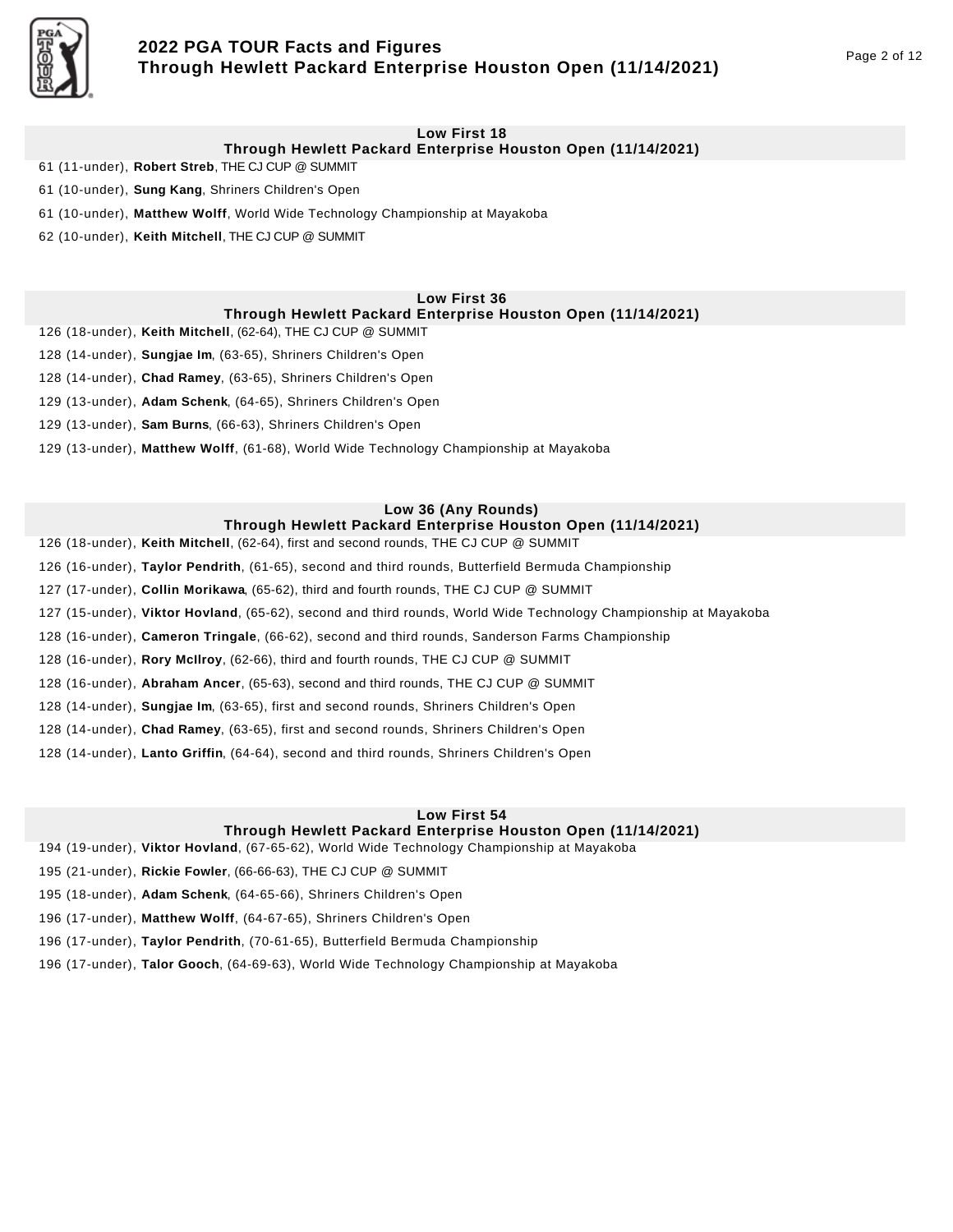## Low First 18
### Through Hewlett Packard Enterprise Houston Open (11/14/2021)

61 (11-under), **Robert Streb**, THE CJ CUP @ SUMMIT

61 (10-under), **Sung Kang**, Shriners Children's Open

61 (10-under), **Matthew Wolff**, World Wide Technology Championship at Mayakoba

62 (10-under), **Keith Mitchell**, THE CJ CUP @ SUMMIT

## Low First 36
### Through Hewlett Packard Enterprise Houston Open (11/14/2021)

126 (18-under), **Keith Mitchell**, (62-64), THE CJ CUP @ SUMMIT

128 (14-under), **Sungjae Im**, (63-65), Shriners Children's Open

128 (14-under), **Chad Ramey**, (63-65), Shriners Children's Open

129 (13-under), **Adam Schenk**, (64-65), Shriners Children's Open

129 (13-under), **Sam Burns**, (66-63), Shriners Children's Open

129 (13-under), **Matthew Wolff**, (61-68), World Wide Technology Championship at Mayakoba

## Low 36 (Any Rounds)
### Through Hewlett Packard Enterprise Houston Open (11/14/2021)

126 (18-under), **Keith Mitchell**, (62-64), first and second rounds, THE CJ CUP @ SUMMIT

126 (16-under), **Taylor Pendrith**, (61-65), second and third rounds, Butterfield Bermuda Championship

127 (17-under), **Collin Morikawa**, (65-62), third and fourth rounds, THE CJ CUP @ SUMMIT

127 (15-under), **Viktor Hovland**, (65-62), second and third rounds, World Wide Technology Championship at Mayakoba

128 (16-under), **Cameron Tringale**, (66-62), second and third rounds, Sanderson Farms Championship

128 (16-under), **Rory McIlroy**, (62-66), third and fourth rounds, THE CJ CUP @ SUMMIT

128 (16-under), **Abraham Ancer**, (65-63), second and third rounds, THE CJ CUP @ SUMMIT

128 (14-under), **Sungjae Im**, (63-65), first and second rounds, Shriners Children's Open

128 (14-under), **Chad Ramey**, (63-65), first and second rounds, Shriners Children's Open

128 (14-under), **Lanto Griffin**, (64-64), second and third rounds, Shriners Children's Open

## Low First 54
### Through Hewlett Packard Enterprise Houston Open (11/14/2021)

194 (19-under), **Viktor Hovland**, (67-65-62), World Wide Technology Championship at Mayakoba

195 (21-under), **Rickie Fowler**, (66-66-63), THE CJ CUP @ SUMMIT

195 (18-under), **Adam Schenk**, (64-65-66), Shriners Children's Open

196 (17-under), **Matthew Wolff**, (64-67-65), Shriners Children's Open

196 (17-under), **Taylor Pendrith**, (70-61-65), Butterfield Bermuda Championship

196 (17-under), **Talor Gooch**, (64-69-63), World Wide Technology Championship at Mayakoba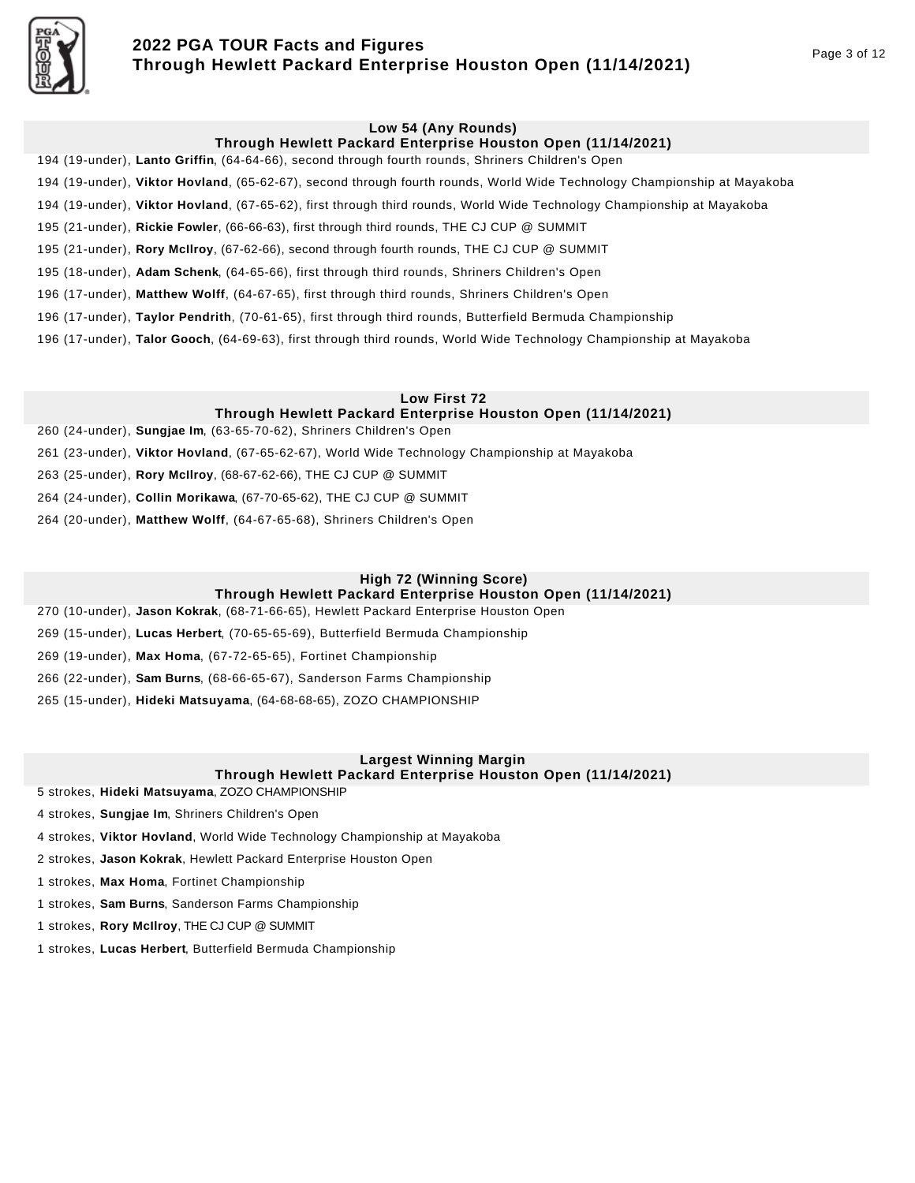## Low 54 (Any Rounds)
### Through Hewlett Packard Enterprise Houston Open (11/14/2021)

194 (19-under), **Lanto Griffin**, (64-64-66), second through fourth rounds, Shriners Children's Open

194 (19-under), **Viktor Hovland**, (65-62-67), second through fourth rounds, World Wide Technology Championship at Mayakoba

194 (19-under), **Viktor Hovland**, (67-65-62), first through third rounds, World Wide Technology Championship at Mayakoba

195 (21-under), **Rickie Fowler**, (66-66-63), first through third rounds, THE CJ CUP @ SUMMIT

195 (21-under), **Rory McIlroy**, (67-62-66), second through fourth rounds, THE CJ CUP @ SUMMIT

195 (18-under), **Adam Schenk**, (64-65-66), first through third rounds, Shriners Children's Open

196 (17-under), **Matthew Wolff**, (64-67-65), first through third rounds, Shriners Children's Open

196 (17-under), **Taylor Pendrith**, (70-61-65), first through third rounds, Butterfield Bermuda Championship

196 (17-under), **Talor Gooch**, (64-69-63), first through third rounds, World Wide Technology Championship at Mayakoba

## Low First 72
### Through Hewlett Packard Enterprise Houston Open (11/14/2021)

260 (24-under), **Sungjae Im**, (63-65-70-62), Shriners Children's Open

261 (23-under), **Viktor Hovland**, (67-65-62-67), World Wide Technology Championship at Mayakoba

263 (25-under), **Rory McIlroy**, (68-67-62-66), THE CJ CUP @ SUMMIT

264 (24-under), **Collin Morikawa**, (67-70-65-62), THE CJ CUP @ SUMMIT

264 (20-under), **Matthew Wolff**, (64-67-65-68), Shriners Children's Open

## High 72 (Winning Score)
### Through Hewlett Packard Enterprise Houston Open (11/14/2021)

270 (10-under), **Jason Kokrak**, (68-71-66-65), Hewlett Packard Enterprise Houston Open

269 (15-under), **Lucas Herbert**, (70-65-65-69), Butterfield Bermuda Championship

269 (19-under), **Max Homa**, (67-72-65-65), Fortinet Championship

266 (22-under), **Sam Burns**, (68-66-65-67), Sanderson Farms Championship

265 (15-under), **Hideki Matsuyama**, (64-68-68-65), ZOZO CHAMPIONSHIP

## Largest Winning Margin
### Through Hewlett Packard Enterprise Houston Open (11/14/2021)

5 strokes, **Hideki Matsuyama**, ZOZO CHAMPIONSHIP

4 strokes, **Sungjae Im**, Shriners Children's Open

4 strokes, **Viktor Hovland**, World Wide Technology Championship at Mayakoba

2 strokes, **Jason Kokrak**, Hewlett Packard Enterprise Houston Open

1 strokes, **Max Homa**, Fortinet Championship

1 strokes, **Sam Burns**, Sanderson Farms Championship

1 strokes, **Rory McIlroy**, THE CJ CUP @ SUMMIT

1 strokes, **Lucas Herbert**, Butterfield Bermuda Championship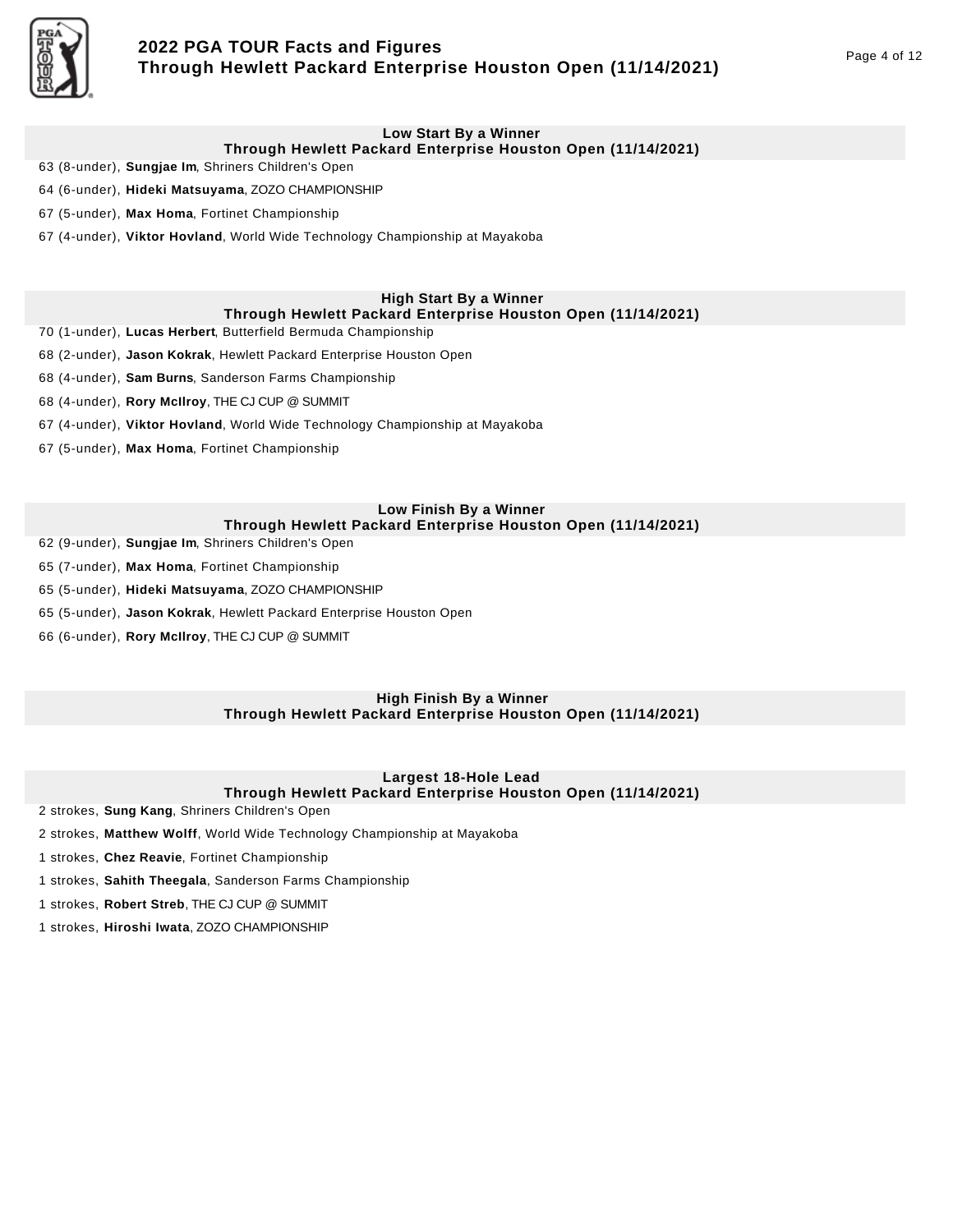## Low Start By a Winner
### Through Hewlett Packard Enterprise Houston Open (11/14/2021)

63 (8-under), **Sungjae Im**, Shriners Children's Open

64 (6-under), **Hideki Matsuyama**, ZOZO CHAMPIONSHIP

67 (5-under), **Max Homa**, Fortinet Championship

67 (4-under), **Viktor Hovland**, World Wide Technology Championship at Mayakoba

## High Start By a Winner
### Through Hewlett Packard Enterprise Houston Open (11/14/2021)

70 (1-under), **Lucas Herbert**, Butterfield Bermuda Championship

68 (2-under), **Jason Kokrak**, Hewlett Packard Enterprise Houston Open

68 (4-under), **Sam Burns**, Sanderson Farms Championship

68 (4-under), **Rory McIlroy**, THE CJ CUP @ SUMMIT

67 (4-under), **Viktor Hovland**, World Wide Technology Championship at Mayakoba

67 (5-under), **Max Homa**, Fortinet Championship

## Low Finish By a Winner
### Through Hewlett Packard Enterprise Houston Open (11/14/2021)

62 (9-under), **Sungjae Im**, Shriners Children's Open

65 (7-under), **Max Homa**, Fortinet Championship

65 (5-under), **Hideki Matsuyama**, ZOZO CHAMPIONSHIP

65 (5-under), **Jason Kokrak**, Hewlett Packard Enterprise Houston Open

66 (6-under), **Rory McIlroy**, THE CJ CUP @ SUMMIT

## High Finish By a Winner
### Through Hewlett Packard Enterprise Houston Open (11/14/2021)

## Largest 18-Hole Lead
### Through Hewlett Packard Enterprise Houston Open (11/14/2021)

2 strokes, **Sung Kang**, Shriners Children's Open

2 strokes, **Matthew Wolff**, World Wide Technology Championship at Mayakoba

1 strokes, **Chez Reavie**, Fortinet Championship

1 strokes, **Sahith Theegala**, Sanderson Farms Championship

1 strokes, **Robert Streb**, THE CJ CUP @ SUMMIT

1 strokes, **Hiroshi Iwata**, ZOZO CHAMPIONSHIP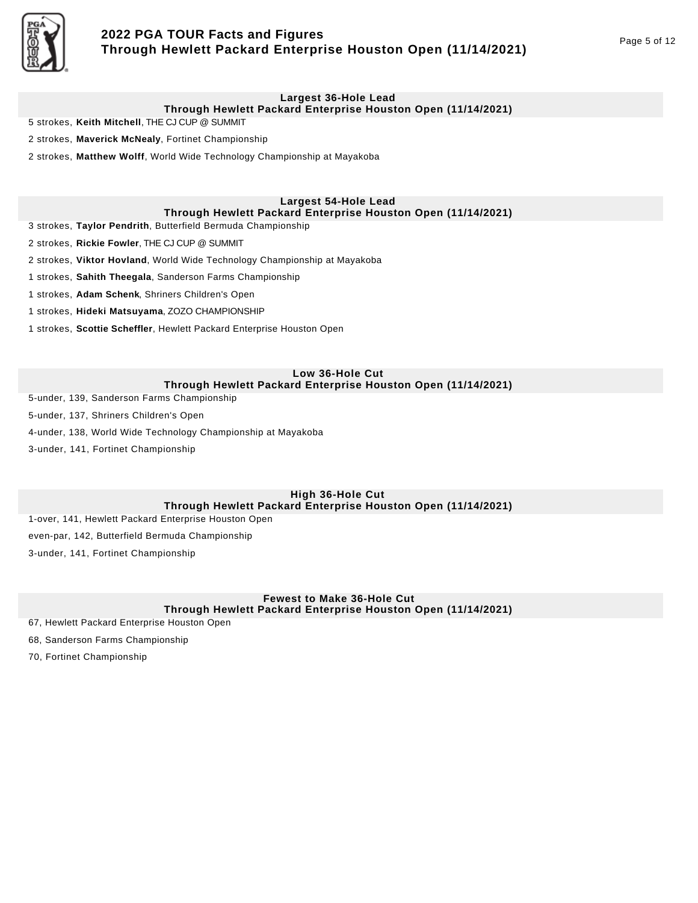## Largest 36-Hole Lead
### Through Hewlett Packard Enterprise Houston Open (11/14/2021)

5 strokes, **Keith Mitchell**, THE CJ CUP @ SUMMIT

2 strokes, **Maverick McNealy**, Fortinet Championship

2 strokes, **Matthew Wolff**, World Wide Technology Championship at Mayakoba

## Largest 54-Hole Lead
### Through Hewlett Packard Enterprise Houston Open (11/14/2021)

3 strokes, **Taylor Pendrith**, Butterfield Bermuda Championship

2 strokes, **Rickie Fowler**, THE CJ CUP @ SUMMIT

2 strokes, **Viktor Hovland**, World Wide Technology Championship at Mayakoba

1 strokes, **Sahith Theegala**, Sanderson Farms Championship

1 strokes, **Adam Schenk**, Shriners Children's Open

1 strokes, **Hideki Matsuyama**, ZOZO CHAMPIONSHIP

1 strokes, **Scottie Scheffler**, Hewlett Packard Enterprise Houston Open

## Low 36-Hole Cut
### Through Hewlett Packard Enterprise Houston Open (11/14/2021)

5-under, 139, Sanderson Farms Championship

5-under, 137, Shriners Children's Open

4-under, 138, World Wide Technology Championship at Mayakoba

3-under, 141, Fortinet Championship

## High 36-Hole Cut
### Through Hewlett Packard Enterprise Houston Open (11/14/2021)

1-over, 141, Hewlett Packard Enterprise Houston Open

even-par, 142, Butterfield Bermuda Championship

3-under, 141, Fortinet Championship

## Fewest to Make 36-Hole Cut
### Through Hewlett Packard Enterprise Houston Open (11/14/2021)

67, Hewlett Packard Enterprise Houston Open

68, Sanderson Farms Championship

70, Fortinet Championship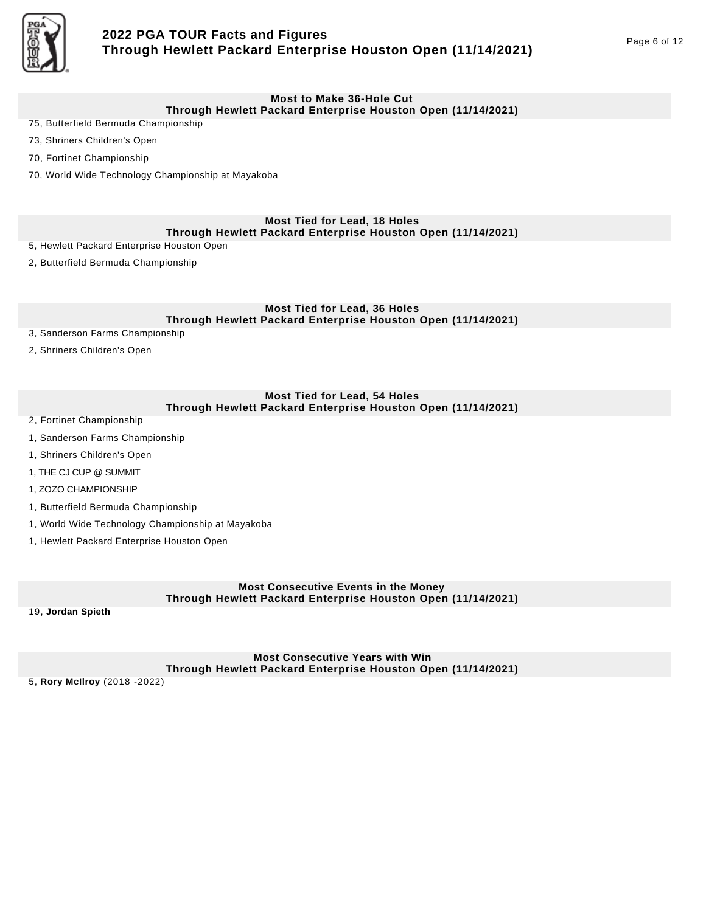## Most to Make 36-Hole Cut
### Through Hewlett Packard Enterprise Houston Open (11/14/2021)

75, Butterfield Bermuda Championship

73, Shriners Children's Open

70, Fortinet Championship

70, World Wide Technology Championship at Mayakoba

## Most Tied for Lead, 18 Holes
### Through Hewlett Packard Enterprise Houston Open (11/14/2021)

5, Hewlett Packard Enterprise Houston Open

2, Butterfield Bermuda Championship

## Most Tied for Lead, 36 Holes
### Through Hewlett Packard Enterprise Houston Open (11/14/2021)

3, Sanderson Farms Championship

2, Shriners Children's Open

## Most Tied for Lead, 54 Holes
### Through Hewlett Packard Enterprise Houston Open (11/14/2021)

2, Fortinet Championship

1, Sanderson Farms Championship

1, Shriners Children's Open

1, THE CJ CUP @ SUMMIT

1, ZOZO CHAMPIONSHIP

1, Butterfield Bermuda Championship

1, World Wide Technology Championship at Mayakoba

1, Hewlett Packard Enterprise Houston Open

## Most Consecutive Events in the Money
### Through Hewlett Packard Enterprise Houston Open (11/14/2021)

19, **Jordan Spieth**

## Most Consecutive Years with Win
### Through Hewlett Packard Enterprise Houston Open (11/14/2021)

5, **Rory McIlroy** (2018 -2022)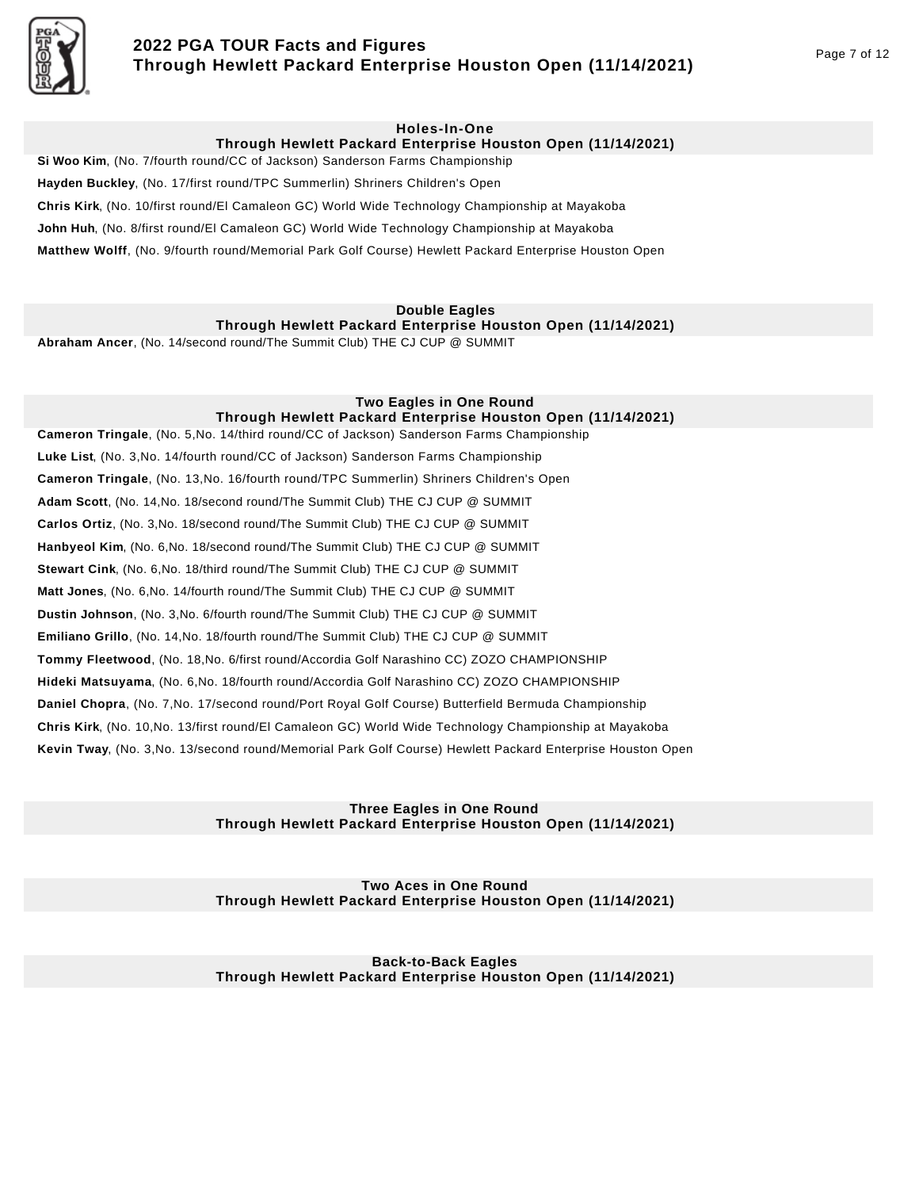## Holes-In-One
### Through Hewlett Packard Enterprise Houston Open (11/14/2021)

**Si Woo Kim**, (No. 7/fourth round/CC of Jackson) Sanderson Farms Championship

**Hayden Buckley**, (No. 17/first round/TPC Summerlin) Shriners Children's Open

**Chris Kirk**, (No. 10/first round/El Camaleon GC) World Wide Technology Championship at Mayakoba

**John Huh**, (No. 8/first round/El Camaleon GC) World Wide Technology Championship at Mayakoba

**Matthew Wolff**, (No. 9/fourth round/Memorial Park Golf Course) Hewlett Packard Enterprise Houston Open

## Double Eagles
### Through Hewlett Packard Enterprise Houston Open (11/14/2021)

**Abraham Ancer**, (No. 14/second round/The Summit Club) THE CJ CUP @ SUMMIT

## Two Eagles in One Round
### Through Hewlett Packard Enterprise Houston Open (11/14/2021)

**Cameron Tringale**, (No. 5,No. 14/third round/CC of Jackson) Sanderson Farms Championship

**Luke List**, (No. 3,No. 14/fourth round/CC of Jackson) Sanderson Farms Championship

**Cameron Tringale**, (No. 13,No. 16/fourth round/TPC Summerlin) Shriners Children's Open

**Adam Scott**, (No. 14,No. 18/second round/The Summit Club) THE CJ CUP @ SUMMIT

**Carlos Ortiz**, (No. 3,No. 18/second round/The Summit Club) THE CJ CUP @ SUMMIT

**Hanbyeol Kim**, (No. 6,No. 18/second round/The Summit Club) THE CJ CUP @ SUMMIT

**Stewart Cink**, (No. 6,No. 18/third round/The Summit Club) THE CJ CUP @ SUMMIT

**Matt Jones**, (No. 6,No. 14/fourth round/The Summit Club) THE CJ CUP @ SUMMIT

**Dustin Johnson**, (No. 3,No. 6/fourth round/The Summit Club) THE CJ CUP @ SUMMIT

**Emiliano Grillo**, (No. 14,No. 18/fourth round/The Summit Club) THE CJ CUP @ SUMMIT

**Tommy Fleetwood**, (No. 18,No. 6/first round/Accordia Golf Narashino CC) ZOZO CHAMPIONSHIP

**Hideki Matsuyama**, (No. 6,No. 18/fourth round/Accordia Golf Narashino CC) ZOZO CHAMPIONSHIP

**Daniel Chopra**, (No. 7,No. 17/second round/Port Royal Golf Course) Butterfield Bermuda Championship

**Chris Kirk**, (No. 10,No. 13/first round/El Camaleon GC) World Wide Technology Championship at Mayakoba

**Kevin Tway**, (No. 3,No. 13/second round/Memorial Park Golf Course) Hewlett Packard Enterprise Houston Open

## Three Eagles in One Round
### Through Hewlett Packard Enterprise Houston Open (11/14/2021)

## Two Aces in One Round
### Through Hewlett Packard Enterprise Houston Open (11/14/2021)

## Back-to-Back Eagles
### Through Hewlett Packard Enterprise Houston Open (11/14/2021)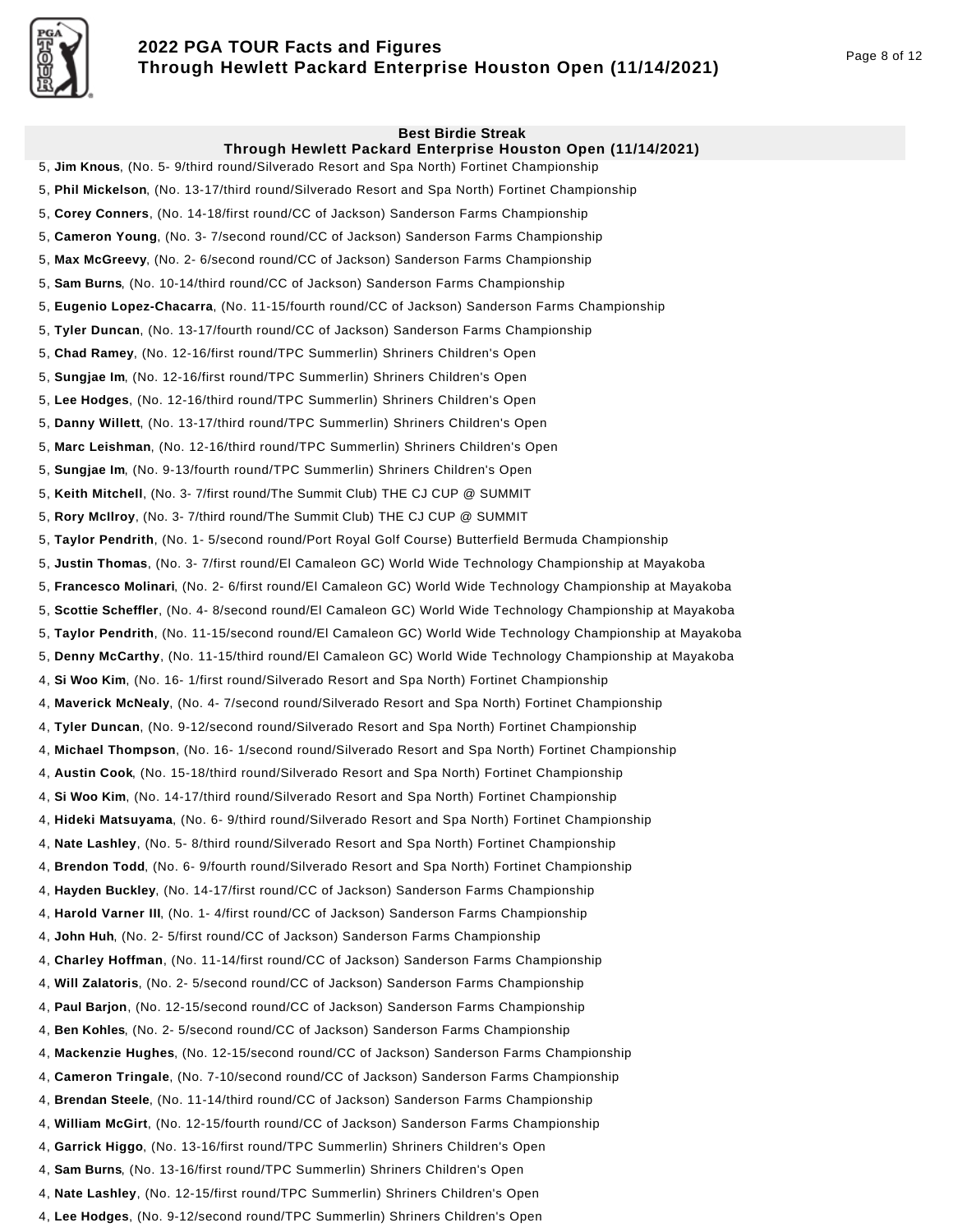## Best Birdie Streak
### Through Hewlett Packard Enterprise Houston Open (11/14/2021)

5, **Jim Knous**, (No. 5- 9/third round/Silverado Resort and Spa North) Fortinet Championship

5, **Phil Mickelson**, (No. 13-17/third round/Silverado Resort and Spa North) Fortinet Championship

5, **Corey Conners**, (No. 14-18/first round/CC of Jackson) Sanderson Farms Championship

5, **Cameron Young**, (No. 3- 7/second round/CC of Jackson) Sanderson Farms Championship

5, **Max McGreevy**, (No. 2- 6/second round/CC of Jackson) Sanderson Farms Championship

5, **Sam Burns**, (No. 10-14/third round/CC of Jackson) Sanderson Farms Championship

5, **Eugenio Lopez-Chacarra**, (No. 11-15/fourth round/CC of Jackson) Sanderson Farms Championship

5, **Tyler Duncan**, (No. 13-17/fourth round/CC of Jackson) Sanderson Farms Championship

5, **Chad Ramey**, (No. 12-16/first round/TPC Summerlin) Shriners Children's Open

5, **Sungjae Im**, (No. 12-16/first round/TPC Summerlin) Shriners Children's Open

5, **Lee Hodges**, (No. 12-16/third round/TPC Summerlin) Shriners Children's Open

5, **Danny Willett**, (No. 13-17/third round/TPC Summerlin) Shriners Children's Open

5, **Marc Leishman**, (No. 12-16/third round/TPC Summerlin) Shriners Children's Open

5, **Sungjae Im**, (No. 9-13/fourth round/TPC Summerlin) Shriners Children's Open

5, **Keith Mitchell**, (No. 3- 7/first round/The Summit Club) THE CJ CUP @ SUMMIT

5, **Rory McIlroy**, (No. 3- 7/third round/The Summit Club) THE CJ CUP @ SUMMIT

5, **Taylor Pendrith**, (No. 1- 5/second round/Port Royal Golf Course) Butterfield Bermuda Championship

5, **Justin Thomas**, (No. 3- 7/first round/El Camaleon GC) World Wide Technology Championship at Mayakoba

5, **Francesco Molinari**, (No. 2- 6/first round/El Camaleon GC) World Wide Technology Championship at Mayakoba

5, **Scottie Scheffler**, (No. 4- 8/second round/El Camaleon GC) World Wide Technology Championship at Mayakoba

5, **Taylor Pendrith**, (No. 11-15/second round/El Camaleon GC) World Wide Technology Championship at Mayakoba

5, **Denny McCarthy**, (No. 11-15/third round/El Camaleon GC) World Wide Technology Championship at Mayakoba

4, **Si Woo Kim**, (No. 16- 1/first round/Silverado Resort and Spa North) Fortinet Championship

4, **Maverick McNealy**, (No. 4- 7/second round/Silverado Resort and Spa North) Fortinet Championship

4, **Tyler Duncan**, (No. 9-12/second round/Silverado Resort and Spa North) Fortinet Championship

4, **Michael Thompson**, (No. 16- 1/second round/Silverado Resort and Spa North) Fortinet Championship

4, **Austin Cook**, (No. 15-18/third round/Silverado Resort and Spa North) Fortinet Championship

4, **Si Woo Kim**, (No. 14-17/third round/Silverado Resort and Spa North) Fortinet Championship

4, **Hideki Matsuyama**, (No. 6- 9/third round/Silverado Resort and Spa North) Fortinet Championship

4, **Nate Lashley**, (No. 5- 8/third round/Silverado Resort and Spa North) Fortinet Championship

4, **Brendon Todd**, (No. 6- 9/fourth round/Silverado Resort and Spa North) Fortinet Championship

4, **Hayden Buckley**, (No. 14-17/first round/CC of Jackson) Sanderson Farms Championship

4, **Harold Varner III**, (No. 1- 4/first round/CC of Jackson) Sanderson Farms Championship

4, **John Huh**, (No. 2- 5/first round/CC of Jackson) Sanderson Farms Championship

4, **Charley Hoffman**, (No. 11-14/first round/CC of Jackson) Sanderson Farms Championship

4, **Will Zalatoris**, (No. 2- 5/second round/CC of Jackson) Sanderson Farms Championship

4, **Paul Barjon**, (No. 12-15/second round/CC of Jackson) Sanderson Farms Championship

4, **Ben Kohles**, (No. 2- 5/second round/CC of Jackson) Sanderson Farms Championship

4, **Mackenzie Hughes**, (No. 12-15/second round/CC of Jackson) Sanderson Farms Championship

4, **Cameron Tringale**, (No. 7-10/second round/CC of Jackson) Sanderson Farms Championship

4, **Brendan Steele**, (No. 11-14/third round/CC of Jackson) Sanderson Farms Championship

4, **William McGirt**, (No. 12-15/fourth round/CC of Jackson) Sanderson Farms Championship

4, **Garrick Higgo**, (No. 13-16/first round/TPC Summerlin) Shriners Children's Open

4, **Sam Burns**, (No. 13-16/first round/TPC Summerlin) Shriners Children's Open

4, **Nate Lashley**, (No. 12-15/first round/TPC Summerlin) Shriners Children's Open

4, **Lee Hodges**, (No. 9-12/second round/TPC Summerlin) Shriners Children's Open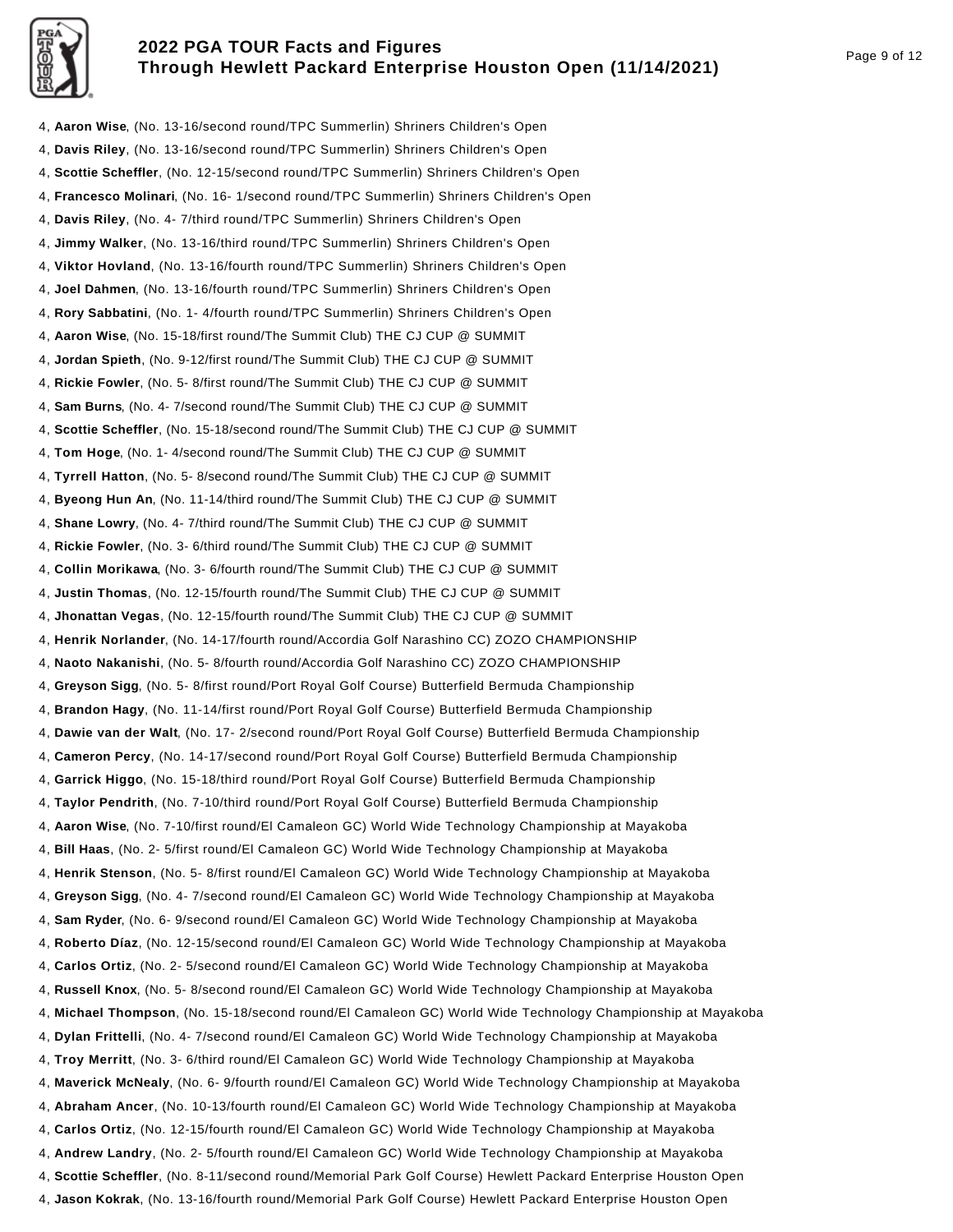4, **Aaron Wise**, (No. 13-16/second round/TPC Summerlin) Shriners Children's Open
4, **Davis Riley**, (No. 13-16/second round/TPC Summerlin) Shriners Children's Open
4, **Scottie Scheffler**, (No. 12-15/second round/TPC Summerlin) Shriners Children's Open
4, **Francesco Molinari**, (No. 16- 1/second round/TPC Summerlin) Shriners Children's Open
4, **Davis Riley**, (No. 4- 7/third round/TPC Summerlin) Shriners Children's Open
4, **Jimmy Walker**, (No. 13-16/third round/TPC Summerlin) Shriners Children's Open
4, **Viktor Hovland**, (No. 13-16/fourth round/TPC Summerlin) Shriners Children's Open
4, **Joel Dahmen**, (No. 13-16/fourth round/TPC Summerlin) Shriners Children's Open
4, **Rory Sabbatini**, (No. 1- 4/fourth round/TPC Summerlin) Shriners Children's Open
4, **Aaron Wise**, (No. 15-18/first round/The Summit Club) THE CJ CUP @ SUMMIT
4, **Jordan Spieth**, (No. 9-12/first round/The Summit Club) THE CJ CUP @ SUMMIT
4, **Rickie Fowler**, (No. 5- 8/first round/The Summit Club) THE CJ CUP @ SUMMIT
4, **Sam Burns**, (No. 4- 7/second round/The Summit Club) THE CJ CUP @ SUMMIT
4, **Scottie Scheffler**, (No. 15-18/second round/The Summit Club) THE CJ CUP @ SUMMIT
4, **Tom Hoge**, (No. 1- 4/second round/The Summit Club) THE CJ CUP @ SUMMIT
4, **Tyrrell Hatton**, (No. 5- 8/second round/The Summit Club) THE CJ CUP @ SUMMIT
4, **Byeong Hun An**, (No. 11-14/third round/The Summit Club) THE CJ CUP @ SUMMIT
4, **Shane Lowry**, (No. 4- 7/third round/The Summit Club) THE CJ CUP @ SUMMIT
4, **Rickie Fowler**, (No. 3- 6/third round/The Summit Club) THE CJ CUP @ SUMMIT
4, **Collin Morikawa**, (No. 3- 6/fourth round/The Summit Club) THE CJ CUP @ SUMMIT
4, **Justin Thomas**, (No. 12-15/fourth round/The Summit Club) THE CJ CUP @ SUMMIT
4, **Jhonattan Vegas**, (No. 12-15/fourth round/The Summit Club) THE CJ CUP @ SUMMIT
4, **Henrik Norlander**, (No. 14-17/fourth round/Accordia Golf Narashino CC) ZOZO CHAMPIONSHIP
4, **Naoto Nakanishi**, (No. 5- 8/fourth round/Accordia Golf Narashino CC) ZOZO CHAMPIONSHIP
4, **Greyson Sigg**, (No. 5- 8/first round/Port Royal Golf Course) Butterfield Bermuda Championship
4, **Brandon Hagy**, (No. 11-14/first round/Port Royal Golf Course) Butterfield Bermuda Championship
4, **Dawie van der Walt**, (No. 17- 2/second round/Port Royal Golf Course) Butterfield Bermuda Championship
4, **Cameron Percy**, (No. 14-17/second round/Port Royal Golf Course) Butterfield Bermuda Championship
4, **Garrick Higgo**, (No. 15-18/third round/Port Royal Golf Course) Butterfield Bermuda Championship
4, **Taylor Pendrith**, (No. 7-10/third round/Port Royal Golf Course) Butterfield Bermuda Championship
4, **Aaron Wise**, (No. 7-10/first round/El Camaleon GC) World Wide Technology Championship at Mayakoba
4, **Bill Haas**, (No. 2- 5/first round/El Camaleon GC) World Wide Technology Championship at Mayakoba
4, **Henrik Stenson**, (No. 5- 8/first round/El Camaleon GC) World Wide Technology Championship at Mayakoba
4, **Greyson Sigg**, (No. 4- 7/second round/El Camaleon GC) World Wide Technology Championship at Mayakoba
4, **Sam Ryder**, (No. 6- 9/second round/El Camaleon GC) World Wide Technology Championship at Mayakoba
4, **Roberto Díaz**, (No. 12-15/second round/El Camaleon GC) World Wide Technology Championship at Mayakoba
4, **Carlos Ortiz**, (No. 2- 5/second round/El Camaleon GC) World Wide Technology Championship at Mayakoba
4, **Russell Knox**, (No. 5- 8/second round/El Camaleon GC) World Wide Technology Championship at Mayakoba
4, **Michael Thompson**, (No. 15-18/second round/El Camaleon GC) World Wide Technology Championship at Mayakoba
4, **Dylan Frittelli**, (No. 4- 7/second round/El Camaleon GC) World Wide Technology Championship at Mayakoba
4, **Troy Merritt**, (No. 3- 6/third round/El Camaleon GC) World Wide Technology Championship at Mayakoba
4, **Maverick McNealy**, (No. 6- 9/fourth round/El Camaleon GC) World Wide Technology Championship at Mayakoba
4, **Abraham Ancer**, (No. 10-13/fourth round/El Camaleon GC) World Wide Technology Championship at Mayakoba
4, **Carlos Ortiz**, (No. 12-15/fourth round/El Camaleon GC) World Wide Technology Championship at Mayakoba
4, **Andrew Landry**, (No. 2- 5/fourth round/El Camaleon GC) World Wide Technology Championship at Mayakoba
4, **Scottie Scheffler**, (No. 8-11/second round/Memorial Park Golf Course) Hewlett Packard Enterprise Houston Open
4, **Jason Kokrak**, (No. 13-16/fourth round/Memorial Park Golf Course) Hewlett Packard Enterprise Houston Open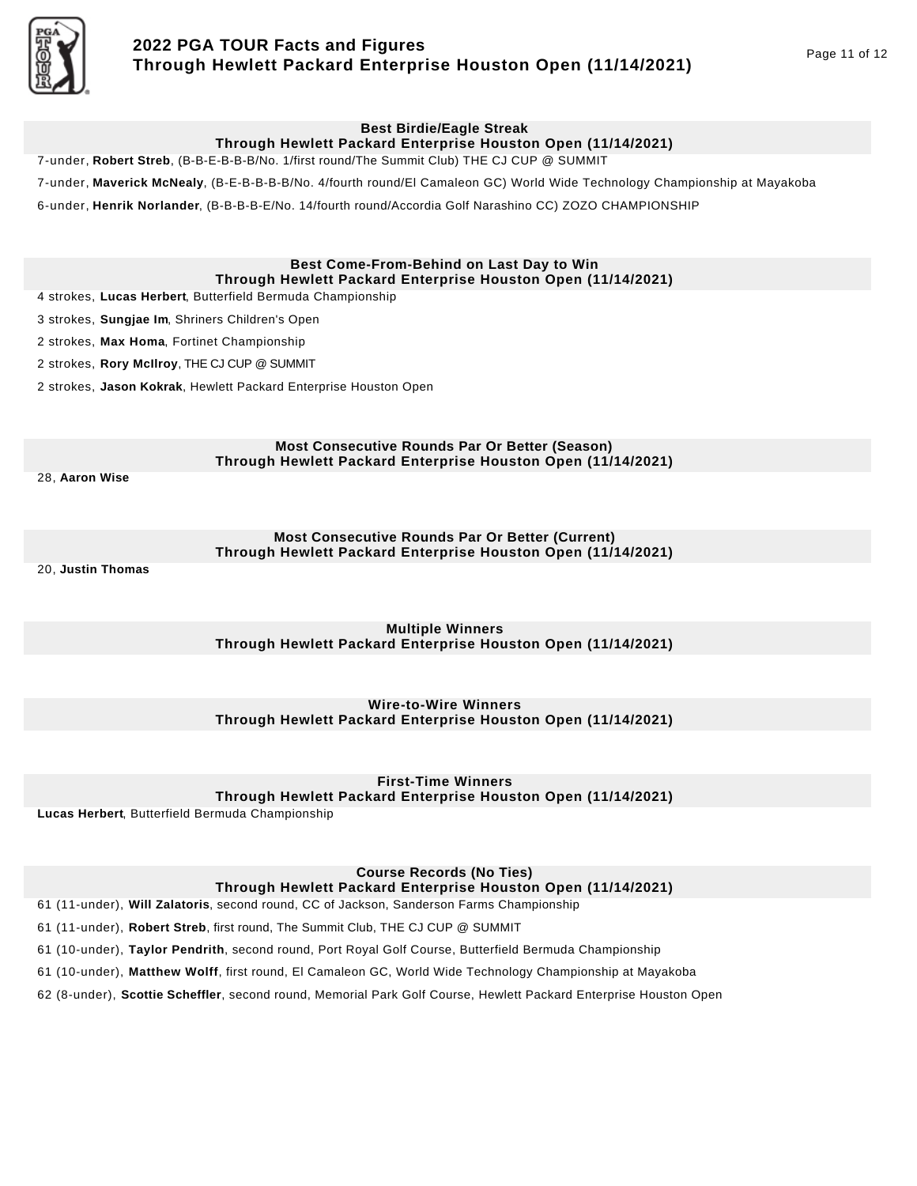## Best Birdie/Eagle Streak
### Through Hewlett Packard Enterprise Houston Open (11/14/2021)

7-under, **Robert Streb**, (B-B-E-B-B-B/No. 1/first round/The Summit Club) THE CJ CUP @ SUMMIT

7-under, **Maverick McNealy**, (B-E-B-B-B-B/No. 4/fourth round/El Camaleon GC) World Wide Technology Championship at Mayakoba

6-under, **Henrik Norlander**, (B-B-B-B-E/No. 14/fourth round/Accordia Golf Narashino CC) ZOZO CHAMPIONSHIP

## Best Come-From-Behind on Last Day to Win
### Through Hewlett Packard Enterprise Houston Open (11/14/2021)

4 strokes, **Lucas Herbert**, Butterfield Bermuda Championship

3 strokes, **Sungjae Im**, Shriners Children's Open

2 strokes, **Max Homa**, Fortinet Championship

2 strokes, **Rory McIlroy**, THE CJ CUP @ SUMMIT

2 strokes, **Jason Kokrak**, Hewlett Packard Enterprise Houston Open

## Most Consecutive Rounds Par Or Better (Season)
### Through Hewlett Packard Enterprise Houston Open (11/14/2021)

28, **Aaron Wise**

## Most Consecutive Rounds Par Or Better (Current)
### Through Hewlett Packard Enterprise Houston Open (11/14/2021)

20, **Justin Thomas**

## Multiple Winners
### Through Hewlett Packard Enterprise Houston Open (11/14/2021)

## Wire-to-Wire Winners
### Through Hewlett Packard Enterprise Houston Open (11/14/2021)

## First-Time Winners
### Through Hewlett Packard Enterprise Houston Open (11/14/2021)

**Lucas Herbert**, Butterfield Bermuda Championship

## Course Records (No Ties)
### Through Hewlett Packard Enterprise Houston Open (11/14/2021)

61 (11-under), **Will Zalatoris**, second round, CC of Jackson, Sanderson Farms Championship

61 (11-under), **Robert Streb**, first round, The Summit Club, THE CJ CUP @ SUMMIT

61 (10-under), **Taylor Pendrith**, second round, Port Royal Golf Course, Butterfield Bermuda Championship

61 (10-under), **Matthew Wolff**, first round, El Camaleon GC, World Wide Technology Championship at Mayakoba

62 (8-under), **Scottie Scheffler**, second round, Memorial Park Golf Course, Hewlett Packard Enterprise Houston Open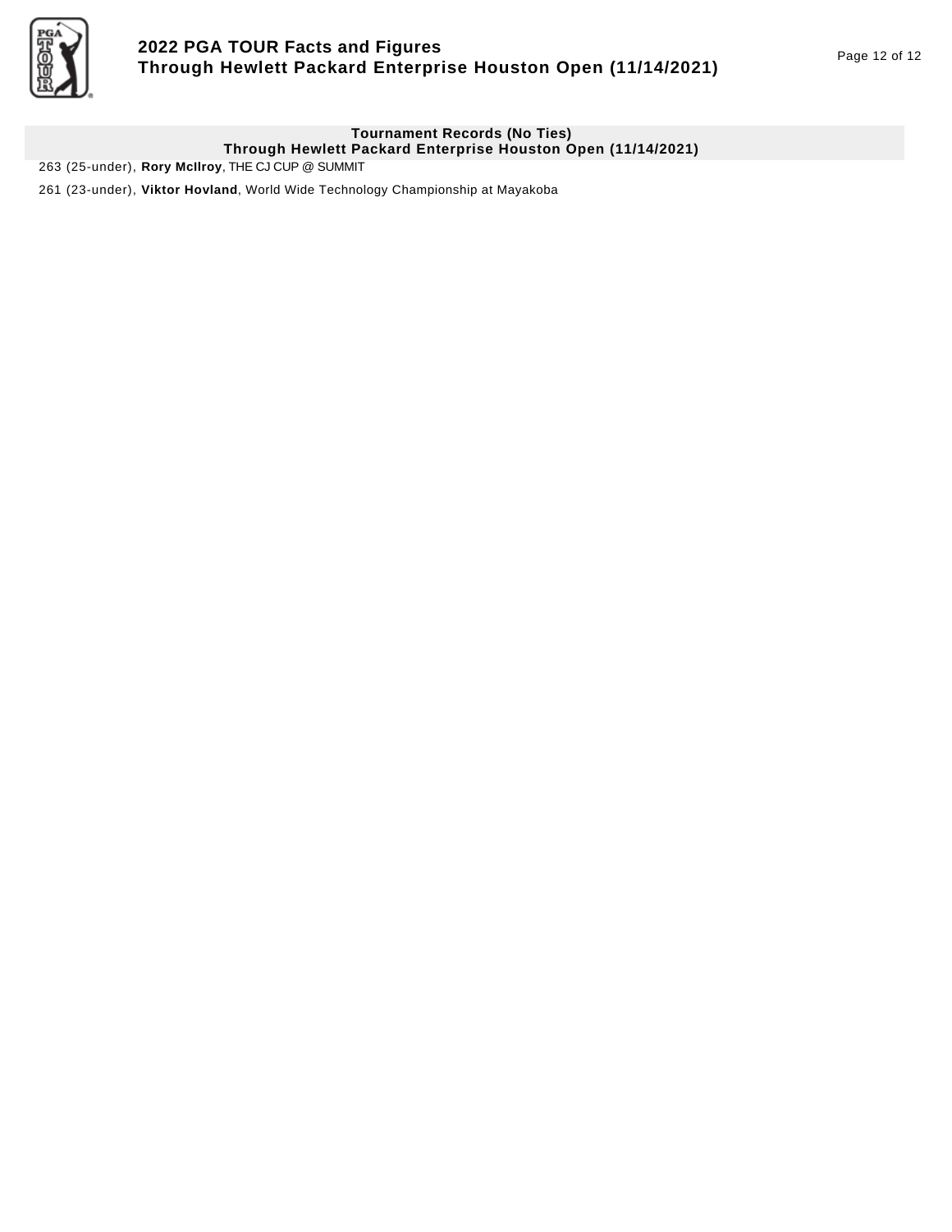## Tournament Records (No Ties)
## Through Hewlett Packard Enterprise Houston Open (11/14/2021)

263 (25-under), **Rory McIlroy**, THE CJ CUP @ SUMMIT

261 (23-under), **Viktor Hovland**, World Wide Technology Championship at Mayakoba